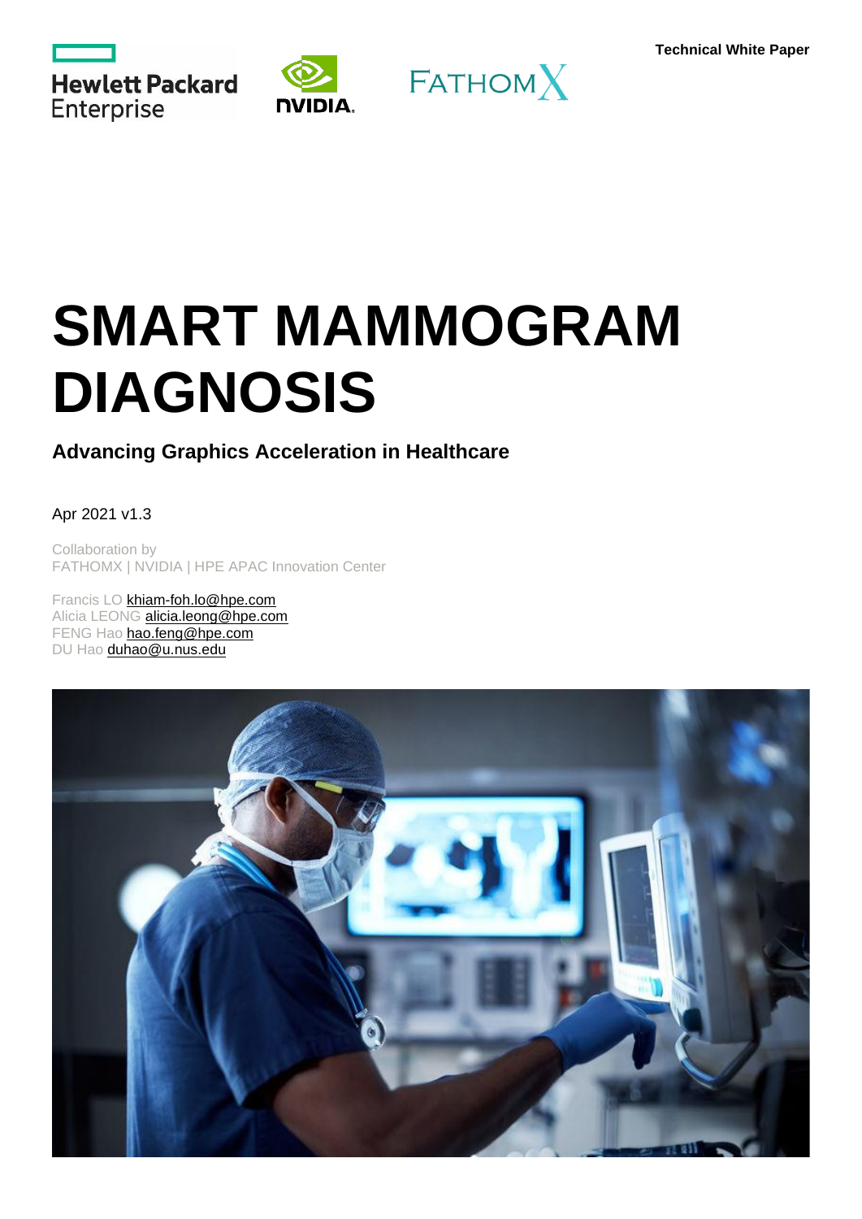Technical White Paper

# SMART MAMMOGRAM DIAGNOSIS

## Advancing Graphics Acceleration in Healthcare

Apr 2021 v1.3

Collaboration by
FATHOMX | NVIDIA | HPE APAC Innovation Center

Francis LO khiam-foh.lo@hpe.com
Alicia LEONG alicia.leong@hpe.com
FENG Hao hao.feng@hpe.com
DU Hao duhao@u.nus.edu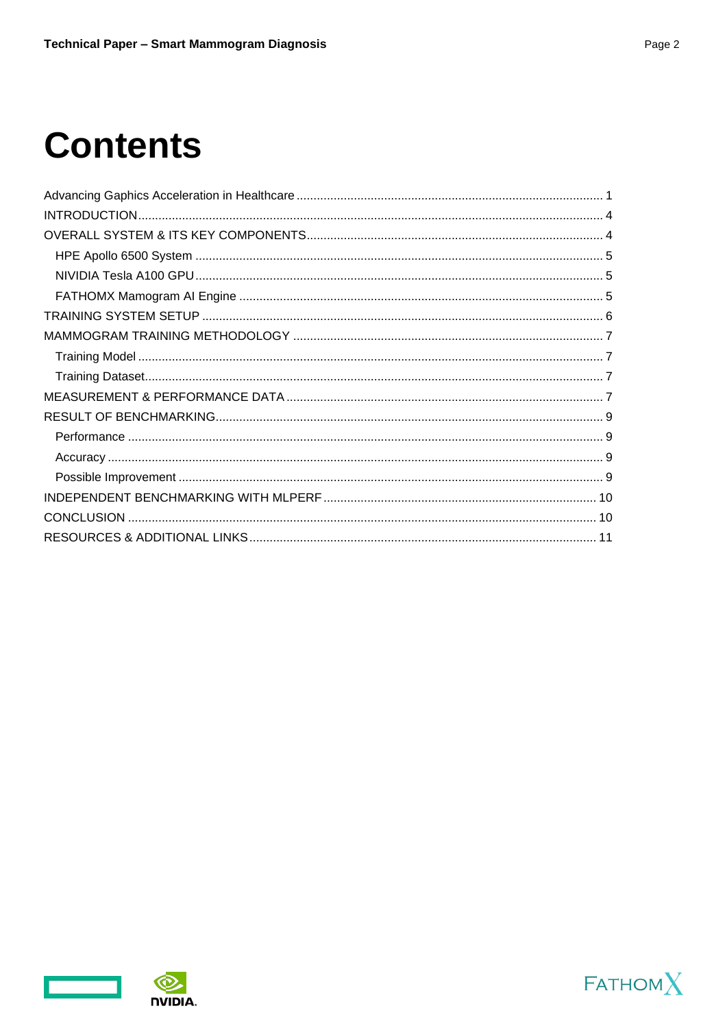# Contents

Advancing Gaphics Acceleration in Healthcare ........................................................................................ 1
INTRODUCTION........................................................................................................................................ 4
OVERALL SYSTEM & ITS KEY COMPONENTS....................................................................................... 4
  HPE Apollo 6500 System ....................................................................................................................... 5
  NIVIDIA Tesla A100 GPU....................................................................................................................... 5
  FATHOMX Mamogram AI Engine .......................................................................................................... 5
TRAINING SYSTEM SETUP ..................................................................................................................... 6
MAMMOGRAM TRAINING METHODOLOGY .......................................................................................... 7
  Training Model ........................................................................................................................................ 7
  Training Dataset...................................................................................................................................... 7
MEASUREMENT & PERFORMANCE DATA ............................................................................................ 7
RESULT OF BENCHMARKING................................................................................................................. 9
  Performance ........................................................................................................................................... 9
  Accuracy ................................................................................................................................................. 9
  Possible Improvement ............................................................................................................................ 9
INDEPENDENT BENCHMARKING WITH MLPERF................................................................................ 10
CONCLUSION ......................................................................................................................................... 10
RESOURCES & ADDITIONAL LINKS..................................................................................................... 11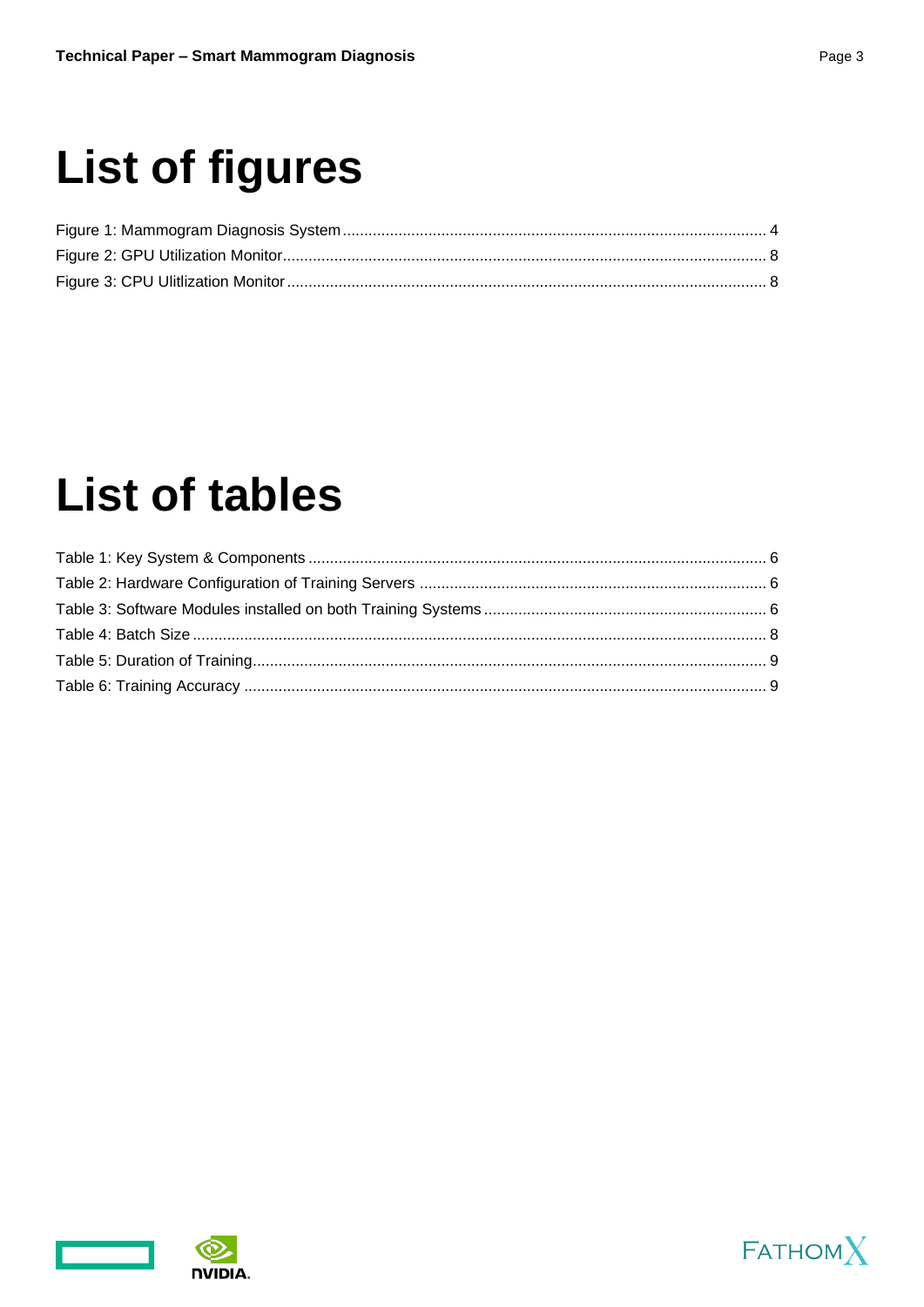# List of figures

Figure 1: Mammogram Diagnosis System .......... 4
Figure 2: GPU Utilization Monitor .......... 8
Figure 3: CPU Ulitlization Monitor .......... 8

# List of tables

Table 1: Key System & Components .......... 6
Table 2: Hardware Configuration of Training Servers .......... 6
Table 3: Software Modules installed on both Training Systems .......... 6
Table 4: Batch Size .......... 8
Table 5: Duration of Training .......... 9
Table 6: Training Accuracy .......... 9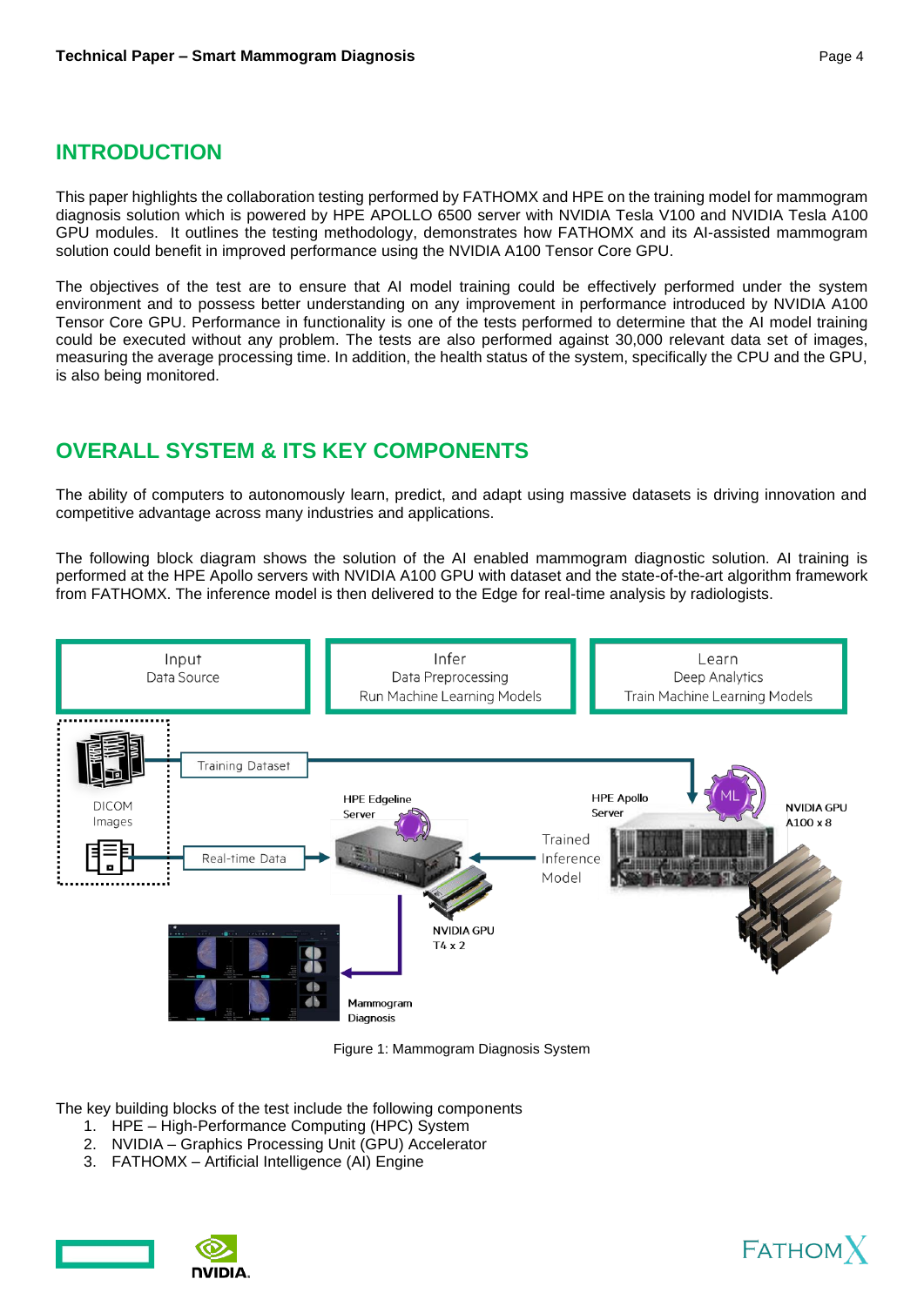## INTRODUCTION

This paper highlights the collaboration testing performed by FATHOMX and HPE on the training model for mammogram diagnosis solution which is powered by HPE APOLLO 6500 server with NVIDIA Tesla V100 and NVIDIA Tesla A100 GPU modules. It outlines the testing methodology, demonstrates how FATHOMX and its AI-assisted mammogram solution could benefit in improved performance using the NVIDIA A100 Tensor Core GPU.

The objectives of the test are to ensure that AI model training could be effectively performed under the system environment and to possess better understanding on any improvement in performance introduced by NVIDIA A100 Tensor Core GPU. Performance in functionality is one of the tests performed to determine that the AI model training could be executed without any problem. The tests are also performed against 30,000 relevant data set of images, measuring the average processing time. In addition, the health status of the system, specifically the CPU and the GPU, is also being monitored.

## OVERALL SYSTEM & ITS KEY COMPONENTS

The ability of computers to autonomously learn, predict, and adapt using massive datasets is driving innovation and competitive advantage across many industries and applications.

The following block diagram shows the solution of the AI enabled mammogram diagnostic solution. AI training is performed at the HPE Apollo servers with NVIDIA A100 GPU with dataset and the state-of-the-art algorithm framework from FATHOMX. The inference model is then delivered to the Edge for real-time analysis by radiologists.

Figure 1: Mammogram Diagnosis System

The key building blocks of the test include the following components

1. HPE – High-Performance Computing (HPC) System
2. NVIDIA – Graphics Processing Unit (GPU) Accelerator
3. FATHOMX – Artificial Intelligence (AI) Engine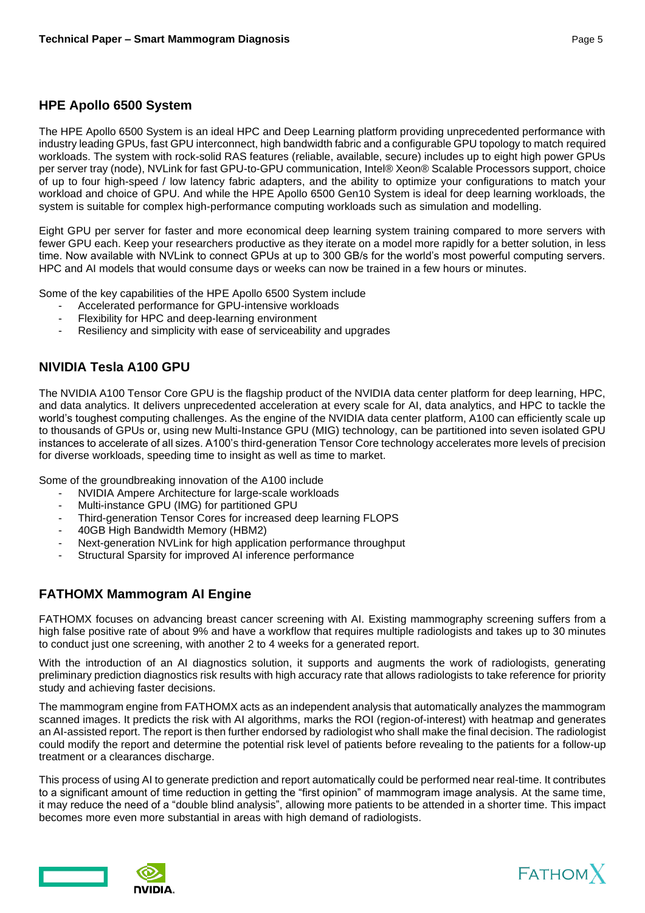## HPE Apollo 6500 System

The HPE Apollo 6500 System is an ideal HPC and Deep Learning platform providing unprecedented performance with industry leading GPUs, fast GPU interconnect, high bandwidth fabric and a configurable GPU topology to match required workloads. The system with rock-solid RAS features (reliable, available, secure) includes up to eight high power GPUs per server tray (node), NVLink for fast GPU-to-GPU communication, Intel® Xeon® Scalable Processors support, choice of up to four high-speed / low latency fabric adapters, and the ability to optimize your configurations to match your workload and choice of GPU. And while the HPE Apollo 6500 Gen10 System is ideal for deep learning workloads, the system is suitable for complex high-performance computing workloads such as simulation and modelling.

Eight GPU per server for faster and more economical deep learning system training compared to more servers with fewer GPU each. Keep your researchers productive as they iterate on a model more rapidly for a better solution, in less time. Now available with NVLink to connect GPUs at up to 300 GB/s for the world's most powerful computing servers. HPC and AI models that would consume days or weeks can now be trained in a few hours or minutes.

Some of the key capabilities of the HPE Apollo 6500 System include

- Accelerated performance for GPU-intensive workloads
- Flexibility for HPC and deep-learning environment
- Resiliency and simplicity with ease of serviceability and upgrades

## NIVIDIA Tesla A100 GPU

The NVIDIA A100 Tensor Core GPU is the flagship product of the NVIDIA data center platform for deep learning, HPC, and data analytics. It delivers unprecedented acceleration at every scale for AI, data analytics, and HPC to tackle the world's toughest computing challenges. As the engine of the NVIDIA data center platform, A100 can efficiently scale up to thousands of GPUs or, using new Multi-Instance GPU (MIG) technology, can be partitioned into seven isolated GPU instances to accelerate of all sizes. A100's third-generation Tensor Core technology accelerates more levels of precision for diverse workloads, speeding time to insight as well as time to market.

Some of the groundbreaking innovation of the A100 include

- NVIDIA Ampere Architecture for large-scale workloads
- Multi-instance GPU (IMG) for partitioned GPU
- Third-generation Tensor Cores for increased deep learning FLOPS
- 40GB High Bandwidth Memory (HBM2)
- Next-generation NVLink for high application performance throughput
- Structural Sparsity for improved AI inference performance

## FATHOMX Mammogram AI Engine

FATHOMX focuses on advancing breast cancer screening with AI. Existing mammography screening suffers from a high false positive rate of about 9% and have a workflow that requires multiple radiologists and takes up to 30 minutes to conduct just one screening, with another 2 to 4 weeks for a generated report.

With the introduction of an AI diagnostics solution, it supports and augments the work of radiologists, generating preliminary prediction diagnostics risk results with high accuracy rate that allows radiologists to take reference for priority study and achieving faster decisions.

The mammogram engine from FATHOMX acts as an independent analysis that automatically analyzes the mammogram scanned images. It predicts the risk with AI algorithms, marks the ROI (region-of-interest) with heatmap and generates an AI-assisted report. The report is then further endorsed by radiologist who shall make the final decision. The radiologist could modify the report and determine the potential risk level of patients before revealing to the patients for a follow-up treatment or a clearances discharge.

This process of using AI to generate prediction and report automatically could be performed near real-time. It contributes to a significant amount of time reduction in getting the "first opinion" of mammogram image analysis. At the same time, it may reduce the need of a "double blind analysis", allowing more patients to be attended in a shorter time. This impact becomes more even more substantial in areas with high demand of radiologists.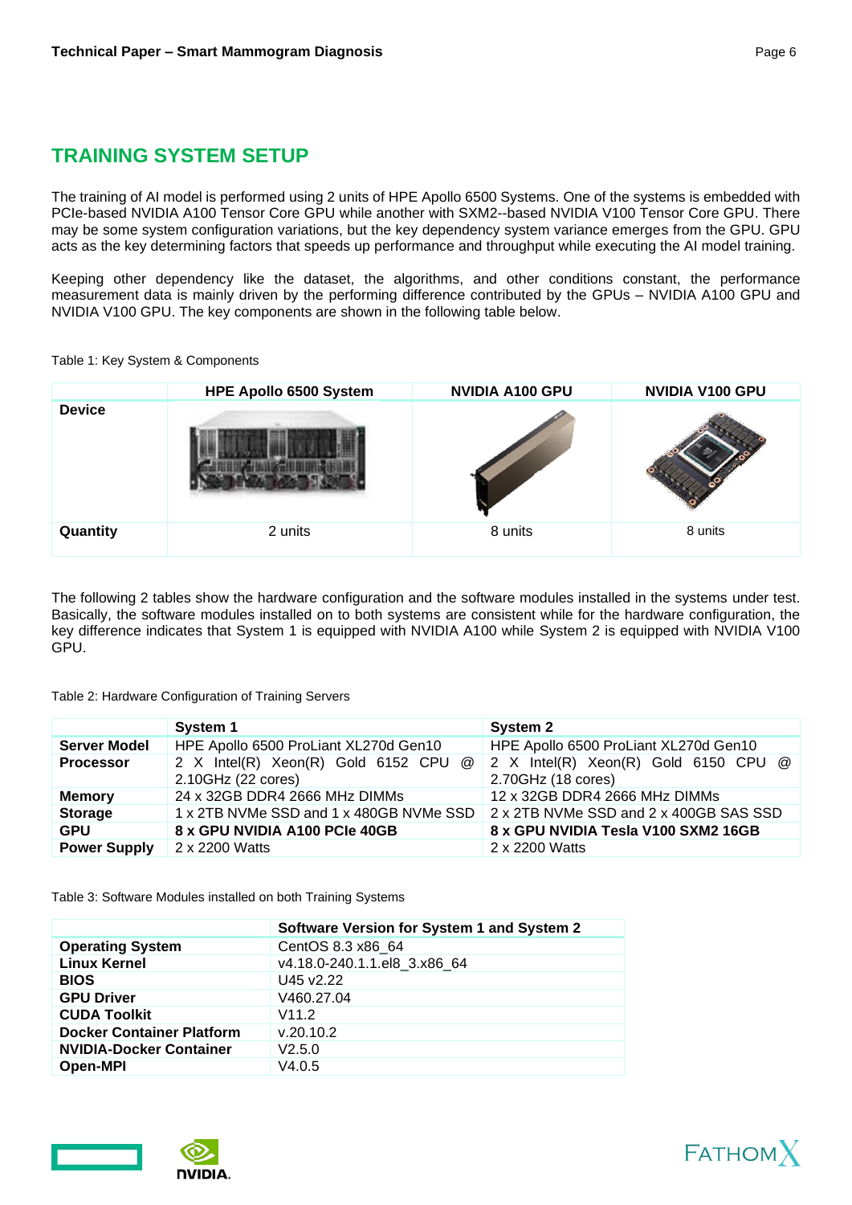## TRAINING SYSTEM SETUP

The training of AI model is performed using 2 units of HPE Apollo 6500 Systems. One of the systems is embedded with PCIe-based NVIDIA A100 Tensor Core GPU while another with SXM2--based NVIDIA V100 Tensor Core GPU. There may be some system configuration variations, but the key dependency system variance emerges from the GPU. GPU acts as the key determining factors that speeds up performance and throughput while executing the AI model training.

Keeping other dependency like the dataset, the algorithms, and other conditions constant, the performance measurement data is mainly driven by the performing difference contributed by the GPUs – NVIDIA A100 GPU and NVIDIA V100 GPU. The key components are shown in the following table below.

Table 1: Key System & Components

| | HPE Apollo 6500 System | NVIDIA A100 GPU | NVIDIA V100 GPU |
|---|---|---|---|
| **Device** | | | |
| **Quantity** | 2 units | 8 units | 8 units |

The following 2 tables show the hardware configuration and the software modules installed in the systems under test. Basically, the software modules installed on to both systems are consistent while for the hardware configuration, the key difference indicates that System 1 is equipped with NVIDIA A100 while System 2 is equipped with NVIDIA V100 GPU.

Table 2: Hardware Configuration of Training Servers

| | System 1 | System 2 |
|---|---|---|
| **Server Model** | HPE Apollo 6500 ProLiant XL270d Gen10 | HPE Apollo 6500 ProLiant XL270d Gen10 |
| **Processor** | 2 X Intel(R) Xeon(R) Gold 6152 CPU @ 2.10GHz (22 cores) | 2 X Intel(R) Xeon(R) Gold 6150 CPU @ 2.70GHz (18 cores) |
| **Memory** | 24 x 32GB DDR4 2666 MHz DIMMs | 12 x 32GB DDR4 2666 MHz DIMMs |
| **Storage** | 1 x 2TB NVMe SSD and 1 x 480GB NVMe SSD | 2 x 2TB NVMe SSD and 2 x 400GB SAS SSD |
| **GPU** | **8 x GPU NVIDIA A100 PCIe 40GB** | **8 x GPU NVIDIA Tesla V100 SXM2 16GB** |
| **Power Supply** | 2 x 2200 Watts | 2 x 2200 Watts |

Table 3: Software Modules installed on both Training Systems

| | Software Version for System 1 and System 2 |
|---|---|
| **Operating System** | CentOS 8.3 x86_64 |
| **Linux Kernel** | v4.18.0-240.1.1.el8_3.x86_64 |
| **BIOS** | U45 v2.22 |
| **GPU Driver** | V460.27.04 |
| **CUDA Toolkit** | V11.2 |
| **Docker Container Platform** | v.20.10.2 |
| **NVIDIA-Docker Container** | V2.5.0 |
| **Open-MPI** | V4.0.5 |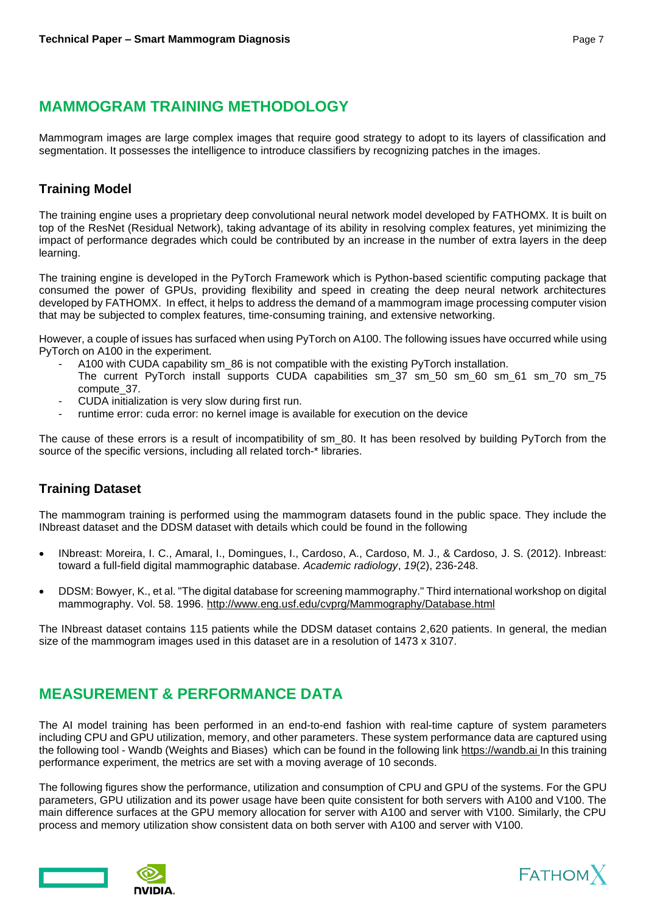## MAMMOGRAM TRAINING METHODOLOGY

Mammogram images are large complex images that require good strategy to adopt to its layers of classification and segmentation. It possesses the intelligence to introduce classifiers by recognizing patches in the images.

### Training Model

The training engine uses a proprietary deep convolutional neural network model developed by FATHOMX. It is built on top of the ResNet (Residual Network), taking advantage of its ability in resolving complex features, yet minimizing the impact of performance degrades which could be contributed by an increase in the number of extra layers in the deep learning.

The training engine is developed in the PyTorch Framework which is Python-based scientific computing package that consumed the power of GPUs, providing flexibility and speed in creating the deep neural network architectures developed by FATHOMX. In effect, it helps to address the demand of a mammogram image processing computer vision that may be subjected to complex features, time-consuming training, and extensive networking.

However, a couple of issues has surfaced when using PyTorch on A100. The following issues have occurred while using PyTorch on A100 in the experiment.

- A100 with CUDA capability sm_86 is not compatible with the existing PyTorch installation. The current PyTorch install supports CUDA capabilities sm_37 sm_50 sm_60 sm_61 sm_70 sm_75 compute_37.
- CUDA initialization is very slow during first run.
- runtime error: cuda error: no kernel image is available for execution on the device

The cause of these errors is a result of incompatibility of sm_80. It has been resolved by building PyTorch from the source of the specific versions, including all related torch-* libraries.

### Training Dataset

The mammogram training is performed using the mammogram datasets found in the public space. They include the INbreast dataset and the DDSM dataset with details which could be found in the following

- INbreast: Moreira, I. C., Amaral, I., Domingues, I., Cardoso, A., Cardoso, M. J., & Cardoso, J. S. (2012). Inbreast: toward a full-field digital mammographic database. *Academic radiology*, *19*(2), 236-248.
- DDSM: Bowyer, K., et al. "The digital database for screening mammography." Third international workshop on digital mammography. Vol. 58. 1996. http://www.eng.usf.edu/cvprg/Mammography/Database.html

The INbreast dataset contains 115 patients while the DDSM dataset contains 2,620 patients. In general, the median size of the mammogram images used in this dataset are in a resolution of 1473 x 3107.

## MEASUREMENT & PERFORMANCE DATA

The AI model training has been performed in an end-to-end fashion with real-time capture of system parameters including CPU and GPU utilization, memory, and other parameters. These system performance data are captured using the following tool - Wandb (Weights and Biases) which can be found in the following link https://wandb.ai In this training performance experiment, the metrics are set with a moving average of 10 seconds.

The following figures show the performance, utilization and consumption of CPU and GPU of the systems. For the GPU parameters, GPU utilization and its power usage have been quite consistent for both servers with A100 and V100. The main difference surfaces at the GPU memory allocation for server with A100 and server with V100. Similarly, the CPU process and memory utilization show consistent data on both server with A100 and server with V100.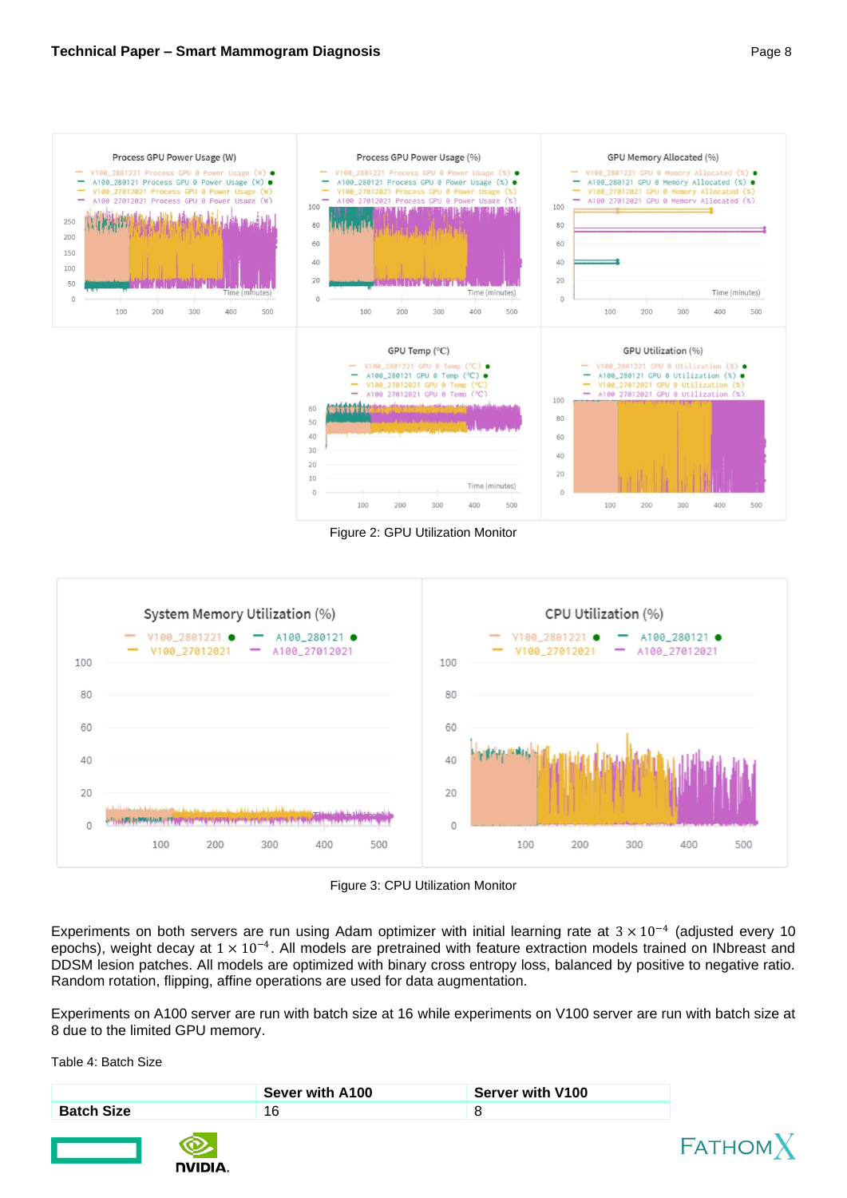Figure 2: GPU Utilization Monitor

Figure 3: CPU Utilization Monitor

Experiments on both servers are run using Adam optimizer with initial learning rate at $3 \times 10^{-4}$ (adjusted every 10 epochs), weight decay at $1 \times 10^{-4}$. All models are pretrained with feature extraction models trained on INbreast and DDSM lesion patches. All models are optimized with binary cross entropy loss, balanced by positive to negative ratio. Random rotation, flipping, affine operations are used for data augmentation.

Experiments on A100 server are run with batch size at 16 while experiments on V100 server are run with batch size at 8 due to the limited GPU memory.

Table 4: Batch Size

| | **Server with A100** | **Server with V100** |
|---|---|---|
| **Batch Size** | 16 | 8 |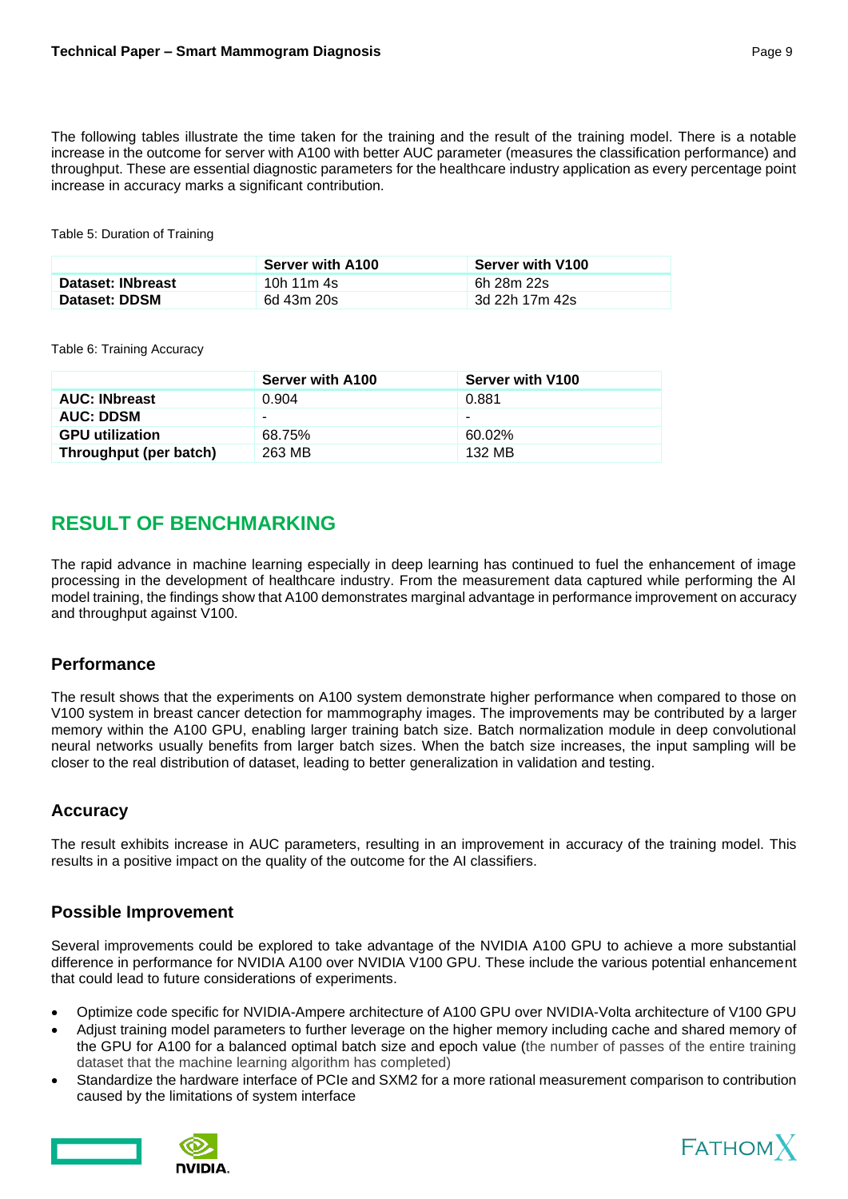The following tables illustrate the time taken for the training and the result of the training model. There is a notable increase in the outcome for server with A100 with better AUC parameter (measures the classification performance) and throughput. These are essential diagnostic parameters for the healthcare industry application as every percentage point increase in accuracy marks a significant contribution.

Table 5: Duration of Training

| | Server with A100 | Server with V100 |
|---|---|---|
| **Dataset: INbreast** | 10h 11m 4s | 6h 28m 22s |
| **Dataset: DDSM** | 6d 43m 20s | 3d 22h 17m 42s |

Table 6: Training Accuracy

| | Server with A100 | Server with V100 |
|---|---|---|
| **AUC: INbreast** | 0.904 | 0.881 |
| **AUC: DDSM** | - | - |
| **GPU utilization** | 68.75% | 60.02% |
| **Throughput (per batch)** | 263 MB | 132 MB |

## RESULT OF BENCHMARKING

The rapid advance in machine learning especially in deep learning has continued to fuel the enhancement of image processing in the development of healthcare industry. From the measurement data captured while performing the AI model training, the findings show that A100 demonstrates marginal advantage in performance improvement on accuracy and throughput against V100.

### Performance

The result shows that the experiments on A100 system demonstrate higher performance when compared to those on V100 system in breast cancer detection for mammography images. The improvements may be contributed by a larger memory within the A100 GPU, enabling larger training batch size. Batch normalization module in deep convolutional neural networks usually benefits from larger batch sizes. When the batch size increases, the input sampling will be closer to the real distribution of dataset, leading to better generalization in validation and testing.

### Accuracy

The result exhibits increase in AUC parameters, resulting in an improvement in accuracy of the training model. This results in a positive impact on the quality of the outcome for the AI classifiers.

### Possible Improvement

Several improvements could be explored to take advantage of the NVIDIA A100 GPU to achieve a more substantial difference in performance for NVIDIA A100 over NVIDIA V100 GPU. These include the various potential enhancement that could lead to future considerations of experiments.

- Optimize code specific for NVIDIA-Ampere architecture of A100 GPU over NVIDIA-Volta architecture of V100 GPU
- Adjust training model parameters to further leverage on the higher memory including cache and shared memory of the GPU for A100 for a balanced optimal batch size and epoch value (the number of passes of the entire training dataset that the machine learning algorithm has completed)
- Standardize the hardware interface of PCIe and SXM2 for a more rational measurement comparison to contribution caused by the limitations of system interface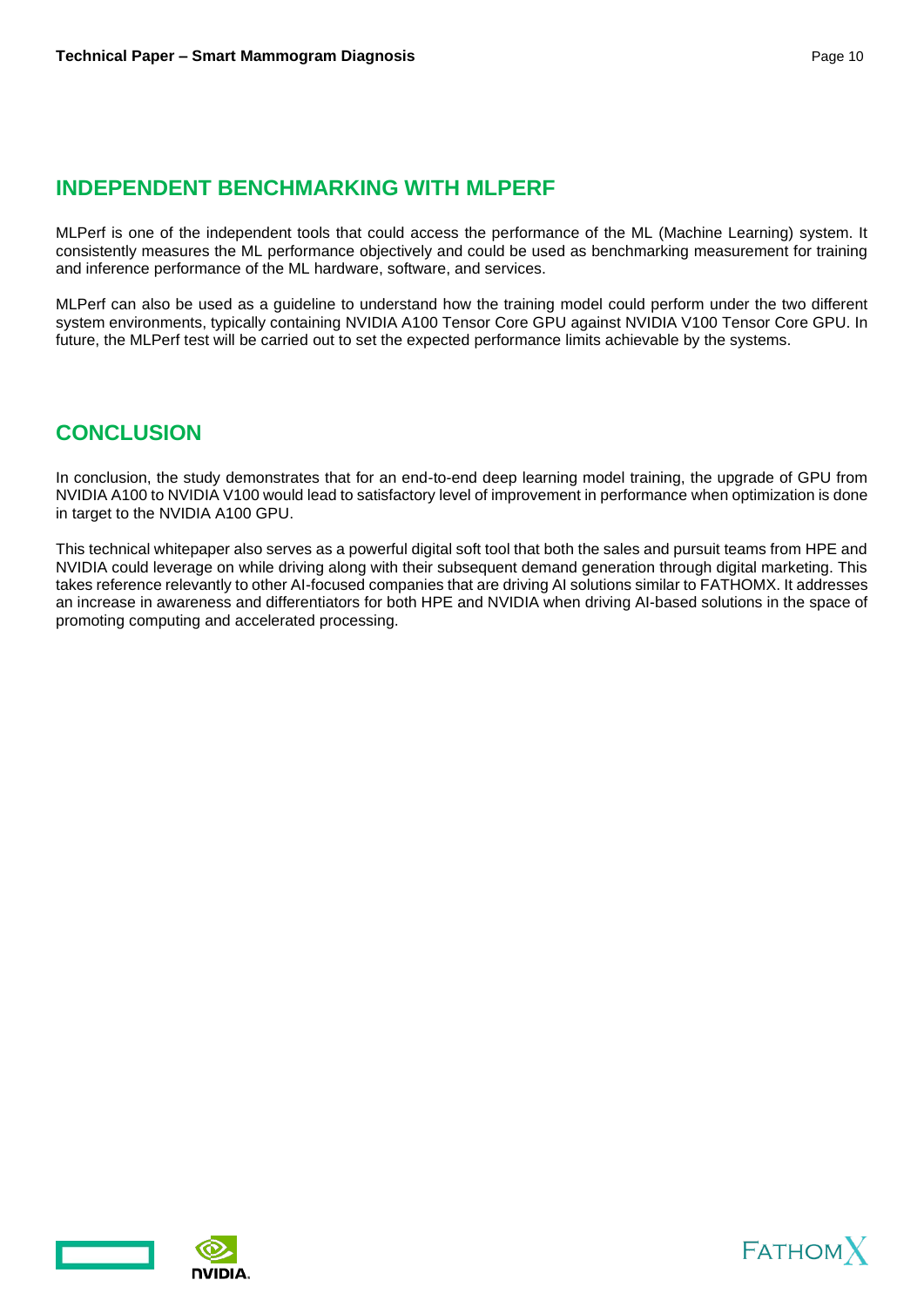## INDEPENDENT BENCHMARKING WITH MLPERF

MLPerf is one of the independent tools that could access the performance of the ML (Machine Learning) system. It consistently measures the ML performance objectively and could be used as benchmarking measurement for training and inference performance of the ML hardware, software, and services.

MLPerf can also be used as a guideline to understand how the training model could perform under the two different system environments, typically containing NVIDIA A100 Tensor Core GPU against NVIDIA V100 Tensor Core GPU. In future, the MLPerf test will be carried out to set the expected performance limits achievable by the systems.

## CONCLUSION

In conclusion, the study demonstrates that for an end-to-end deep learning model training, the upgrade of GPU from NVIDIA A100 to NVIDIA V100 would lead to satisfactory level of improvement in performance when optimization is done in target to the NVIDIA A100 GPU.

This technical whitepaper also serves as a powerful digital soft tool that both the sales and pursuit teams from HPE and NVIDIA could leverage on while driving along with their subsequent demand generation through digital marketing. This takes reference relevantly to other AI-focused companies that are driving AI solutions similar to FATHOMX. It addresses an increase in awareness and differentiators for both HPE and NVIDIA when driving AI-based solutions in the space of promoting computing and accelerated processing.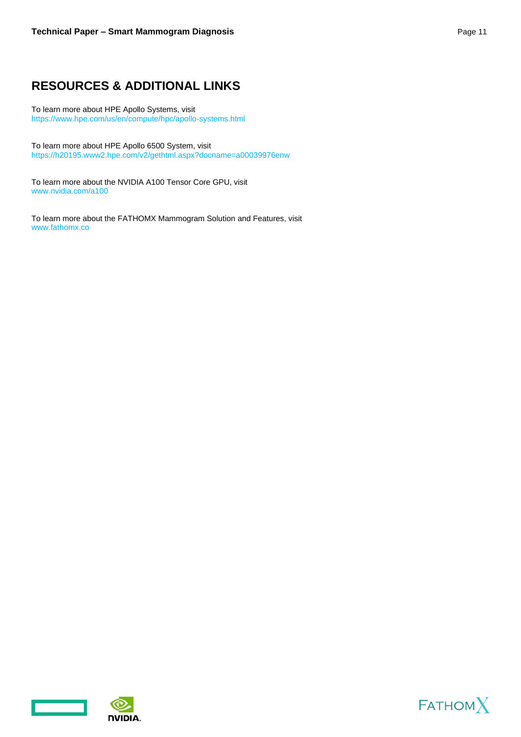## RESOURCES & ADDITIONAL LINKS

To learn more about HPE Apollo Systems, visit
https://www.hpe.com/us/en/compute/hpc/apollo-systems.html

To learn more about HPE Apollo 6500 System, visit
https://h20195.www2.hpe.com/v2/gethtml.aspx?docname=a00039976enw

To learn more about the NVIDIA A100 Tensor Core GPU, visit
www.nvidia.com/a100

To learn more about the FATHOMX Mammogram Solution and Features, visit
www.fathomx.co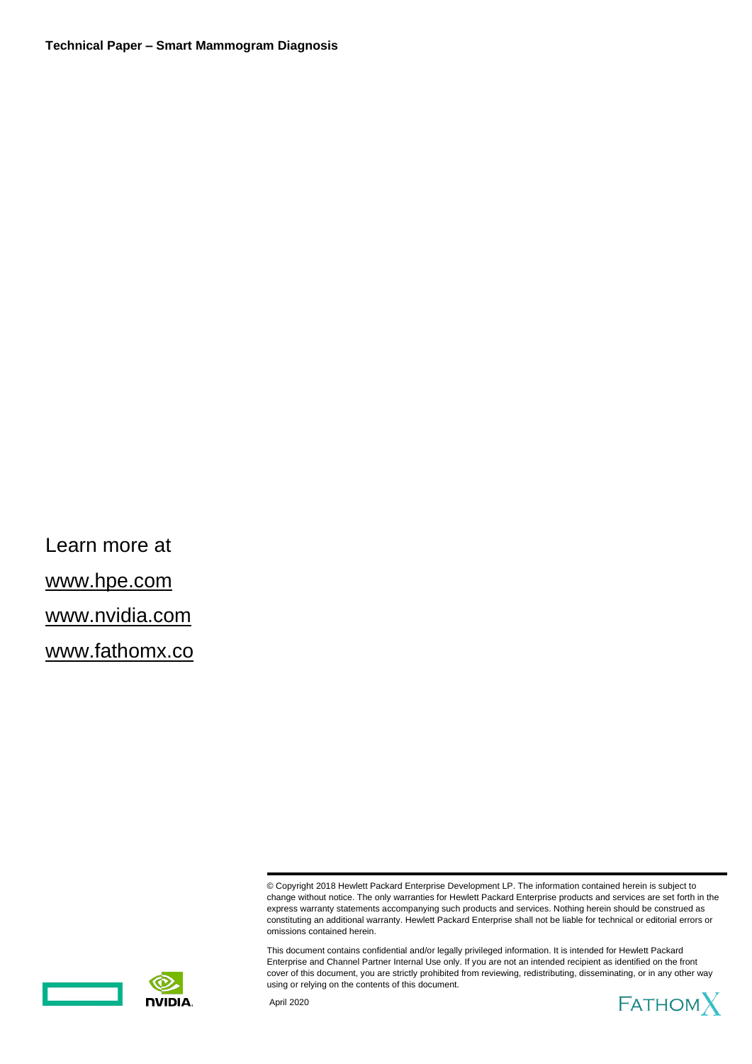Learn more at

www.hpe.com

www.nvidia.com

www.fathomx.co

© Copyright 2018 Hewlett Packard Enterprise Development LP. The information contained herein is subject to change without notice. The only warranties for Hewlett Packard Enterprise products and services are set forth in the express warranty statements accompanying such products and services. Nothing herein should be construed as constituting an additional warranty. Hewlett Packard Enterprise shall not be liable for technical or editorial errors or omissions contained herein.

This document contains confidential and/or legally privileged information. It is intended for Hewlett Packard Enterprise and Channel Partner Internal Use only. If you are not an intended recipient as identified on the front cover of this document, you are strictly prohibited from reviewing, redistributing, disseminating, or in any other way using or relying on the contents of this document.

April 2020